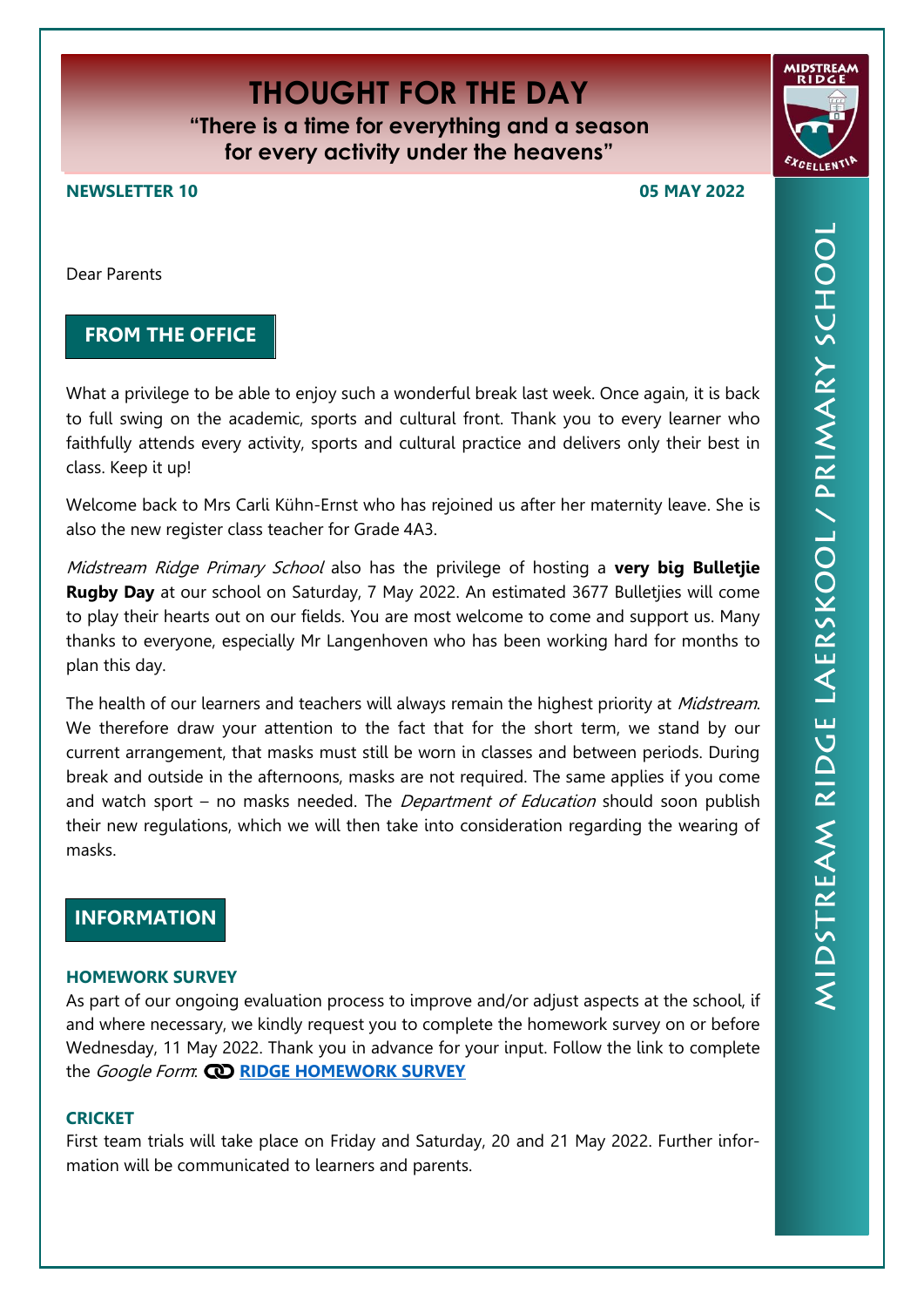# THOUGHT FOR THE DAY

**"There is a time for everything and a season for every activity under the heavens"**

**NEWSLETTER 10** **05 MAY 2022**

MIDSTREAM RIDGE LAERSKOOL / PRIMARY SCHOOL

Dear Parents

## FROM THE OFFICE

What a privilege to be able to enjoy such a wonderful break last week. Once again, it is back to full swing on the academic, sports and cultural front. Thank you to every learner who faithfully attends every activity, sports and cultural practice and delivers only their best in class. Keep it up!

Welcome back to Mrs Carli Kühn-Ernst who has rejoined us after her maternity leave. She is also the new register class teacher for Grade 4A3.

*Midstream Ridge Primary School* also has the privilege of hosting a **very big Bulletjie Rugby Day** at our school on Saturday, 7 May 2022. An estimated 3677 Bulletjies will come to play their hearts out on our fields. You are most welcome to come and support us. Many thanks to everyone, especially Mr Langenhoven who has been working hard for months to plan this day.

The health of our learners and teachers will always remain the highest priority at *Midstream*. We therefore draw your attention to the fact that for the short term, we stand by our current arrangement, that masks must still be worn in classes and between periods. During break and outside in the afternoons, masks are not required. The same applies if you come and watch sport – no masks needed. The *Department of Education* should soon publish their new regulations, which we will then take into consideration regarding the wearing of masks.

## INFORMATION

### HOMEWORK SURVEY

As part of our ongoing evaluation process to improve and/or adjust aspects at the school, if and where necessary, we kindly request you to complete the homework survey on or before Wednesday, 11 May 2022. Thank you in advance for your input. Follow the link to complete the *Google Form*: **RIDGE HOMEWORK SURVEY**

### CRICKET

First team trials will take place on Friday and Saturday, 20 and 21 May 2022. Further information will be communicated to learners and parents.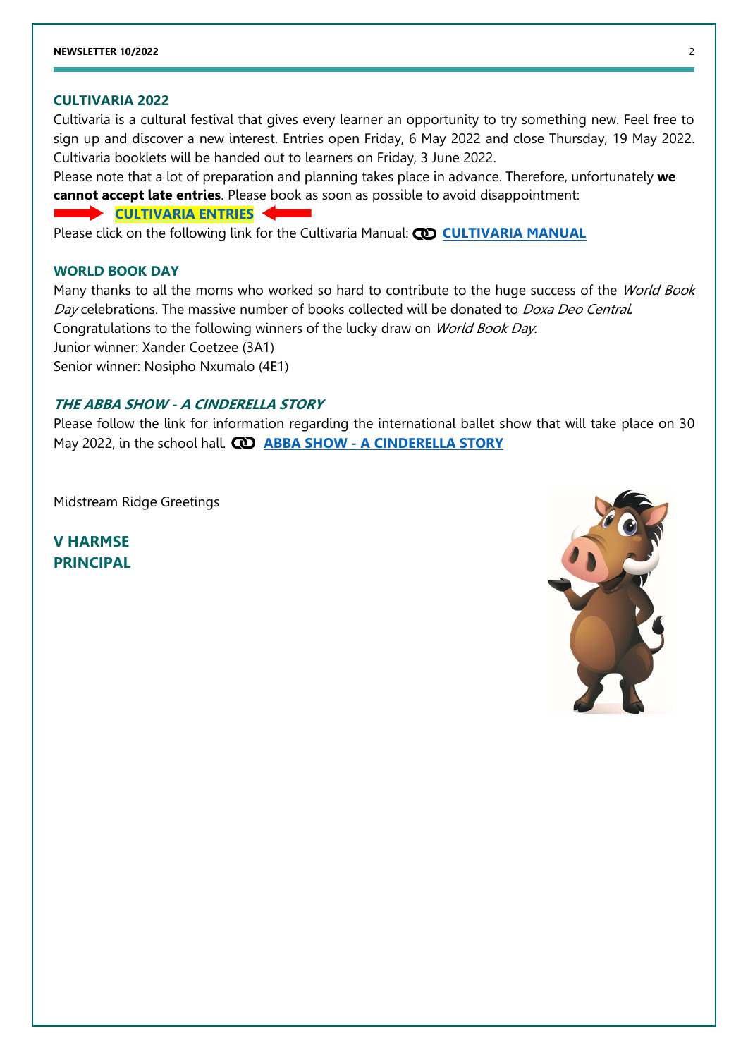## CULTIVARIA 2022

Cultivaria is a cultural festival that gives every learner an opportunity to try something new. Feel free to sign up and discover a new interest. Entries open Friday, 6 May 2022 and close Thursday, 19 May 2022. Cultivaria booklets will be handed out to learners on Friday, 3 June 2022.

Please note that a lot of preparation and planning takes place in advance. Therefore, unfortunately **we cannot accept late entries**. Please book as soon as possible to avoid disappointment:

**CULTIVARIA ENTRIES**

Please click on the following link for the Cultivaria Manual: **CULTIVARIA MANUAL**

## WORLD BOOK DAY

Many thanks to all the moms who worked so hard to contribute to the huge success of the *World Book Day* celebrations. The massive number of books collected will be donated to *Doxa Deo Central*.

Congratulations to the following winners of the lucky draw on *World Book Day*:

Junior winner: Xander Coetzee (3A1)

Senior winner: Nosipho Nxumalo (4E1)

## *THE ABBA SHOW - A CINDERELLA STORY*

Please follow the link for information regarding the international ballet show that will take place on 30 May 2022, in the school hall. **ABBA SHOW - A CINDERELLA STORY**

Midstream Ridge Greetings

**V HARMSE**
**PRINCIPAL**